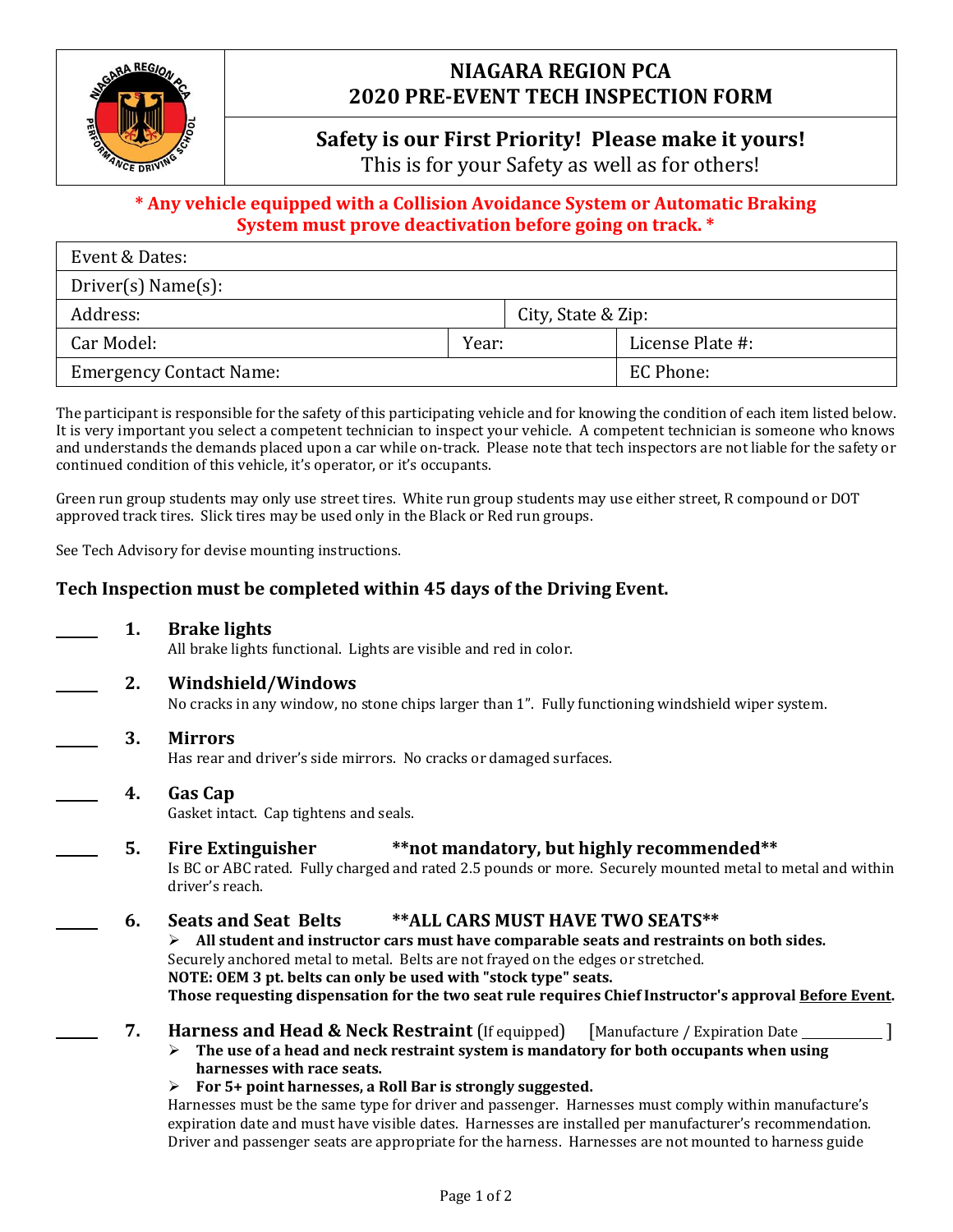# NIAGARA REGION PCA
# 2020 PRE-EVENT TECH INSPECTION FORM

**Safety is our First Priority! Please make it yours!**
This is for your Safety as well as for others!

**\* Any vehicle equipped with a Collision Avoidance System or Automatic Braking System must prove deactivation before going on track. \***

| Event & Dates: | | |
|---|---|---|
| Driver(s) Name(s): | | |
| Address: | City, State & Zip: | |
| Car Model: | Year: | License Plate #: |
| Emergency Contact Name: | | EC Phone: |

The participant is responsible for the safety of this participating vehicle and for knowing the condition of each item listed below. It is very important you select a competent technician to inspect your vehicle. A competent technician is someone who knows and understands the demands placed upon a car while on-track. Please note that tech inspectors are not liable for the safety or continued condition of this vehicle, it's operator, or it's occupants.

Green run group students may only use street tires. White run group students may use either street, R compound or DOT approved track tires. Slick tires may be used only in the Black or Red run groups.

See Tech Advisory for devise mounting instructions.

### Tech Inspection must be completed within 45 days of the Driving Event.

_____ **1. Brake lights**
All brake lights functional. Lights are visible and red in color.

_____ **2. Windshield/Windows**
No cracks in any window, no stone chips larger than 1". Fully functioning windshield wiper system.

_____ **3. Mirrors**
Has rear and driver's side mirrors. No cracks or damaged surfaces.

_____ **4. Gas Cap**
Gasket intact. Cap tightens and seals.

_____ **5. Fire Extinguisher** **\*\*not mandatory, but highly recommended\*\***
Is BC or ABC rated. Fully charged and rated 2.5 pounds or more. Securely mounted metal to metal and within driver's reach.

_____ **6. Seats and Seat Belts** **\*\*ALL CARS MUST HAVE TWO SEATS\*\***
- **All student and instructor cars must have comparable seats and restraints on both sides.**

Securely anchored metal to metal. Belts are not frayed on the edges or stretched.
**NOTE: OEM 3 pt. belts can only be used with "stock type" seats.**
**Those requesting dispensation for the two seat rule requires Chief Instructor's approval Before Event.**

_____ **7. Harness and Head & Neck Restraint** (If equipped) [Manufacture / Expiration Date ___________ ]
- **The use of a head and neck restraint system is mandatory for both occupants when using harnesses with race seats.**
- **For 5+ point harnesses, a Roll Bar is strongly suggested.**

Harnesses must be the same type for driver and passenger. Harnesses must comply within manufacture's expiration date and must have visible dates. Harnesses are installed per manufacturer's recommendation. Driver and passenger seats are appropriate for the harness. Harnesses are not mounted to harness guide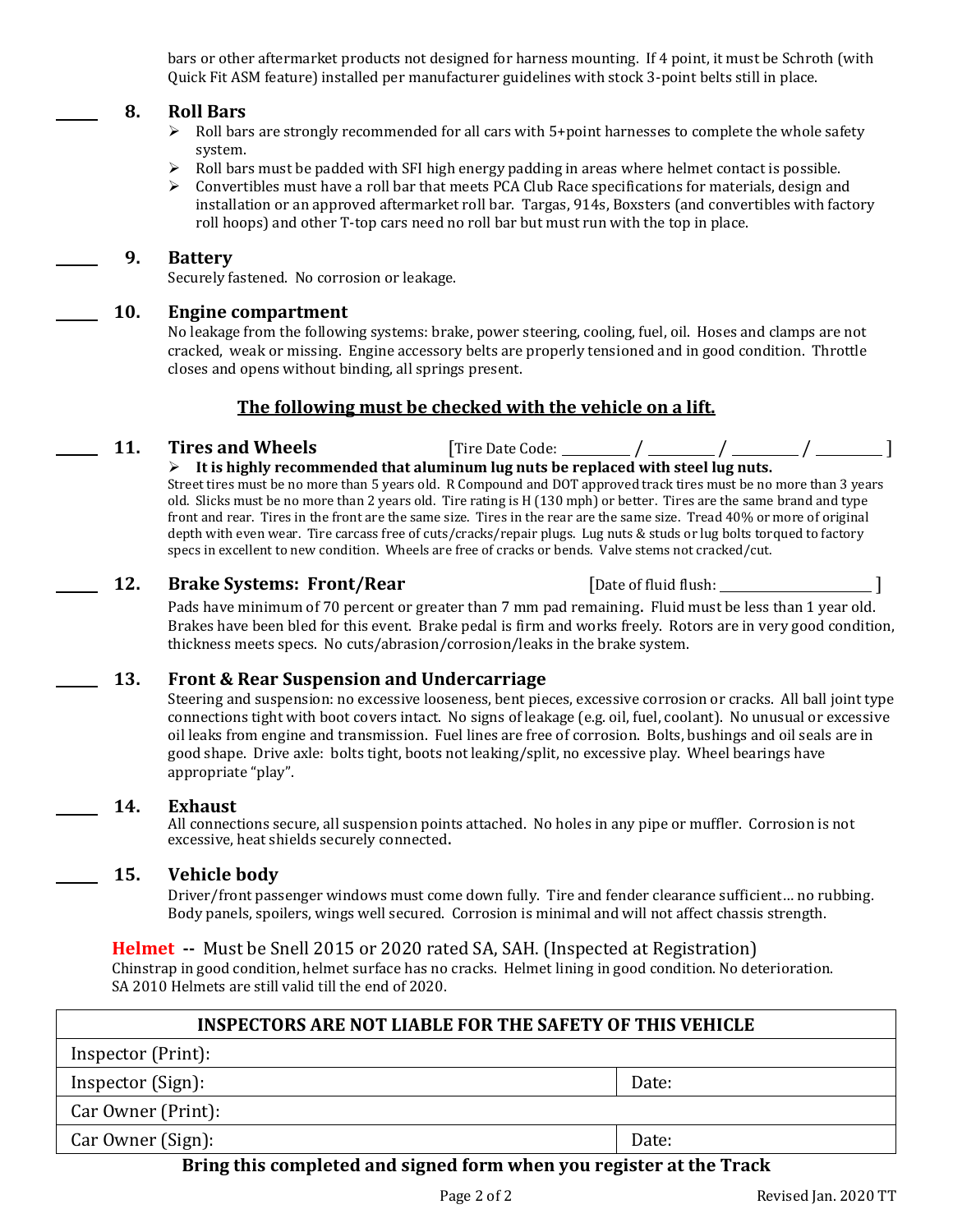bars or other aftermarket products not designed for harness mounting. If 4 point, it must be Schroth (with Quick Fit ASM feature) installed per manufacturer guidelines with stock 3-point belts still in place.

_____ **8. Roll Bars**

- Roll bars are strongly recommended for all cars with 5+point harnesses to complete the whole safety system.
- Roll bars must be padded with SFI high energy padding in areas where helmet contact is possible.
- Convertibles must have a roll bar that meets PCA Club Race specifications for materials, design and installation or an approved aftermarket roll bar. Targas, 914s, Boxsters (and convertibles with factory roll hoops) and other T-top cars need no roll bar but must run with the top in place.

_____ **9. Battery**

Securely fastened. No corrosion or leakage.

_____ **10. Engine compartment**

No leakage from the following systems: brake, power steering, cooling, fuel, oil. Hoses and clamps are not cracked, weak or missing. Engine accessory belts are properly tensioned and in good condition. Throttle closes and opens without binding, all springs present.

## The following must be checked with the vehicle on a lift.

_____ **11. Tires and Wheels** [Tire Date Code: ________ / ________ / ________ / ________ ]

- **It is highly recommended that aluminum lug nuts be replaced with steel lug nuts.**

Street tires must be no more than 5 years old. R Compound and DOT approved track tires must be no more than 3 years old. Slicks must be no more than 2 years old. Tire rating is H (130 mph) or better. Tires are the same brand and type front and rear. Tires in the front are the same size. Tires in the rear are the same size. Tread 40% or more of original depth with even wear. Tire carcass free of cuts/cracks/repair plugs. Lug nuts & studs or lug bolts torqued to factory specs in excellent to new condition. Wheels are free of cracks or bends. Valve stems not cracked/cut.

_____ **12. Brake Systems: Front/Rear** [Date of fluid flush: ____________________ ]

Pads have minimum of 70 percent or greater than 7 mm pad remaining. Fluid must be less than 1 year old. Brakes have been bled for this event. Brake pedal is firm and works freely. Rotors are in very good condition, thickness meets specs. No cuts/abrasion/corrosion/leaks in the brake system.

_____ **13. Front & Rear Suspension and Undercarriage**

Steering and suspension: no excessive looseness, bent pieces, excessive corrosion or cracks. All ball joint type connections tight with boot covers intact. No signs of leakage (e.g. oil, fuel, coolant). No unusual or excessive oil leaks from engine and transmission. Fuel lines are free of corrosion. Bolts, bushings and oil seals are in good shape. Drive axle: bolts tight, boots not leaking/split, no excessive play. Wheel bearings have appropriate "play".

_____ **14. Exhaust**

All connections secure, all suspension points attached. No holes in any pipe or muffler. Corrosion is not excessive, heat shields securely connected.

_____ **15. Vehicle body**

Driver/front passenger windows must come down fully. Tire and fender clearance sufficient… no rubbing. Body panels, spoilers, wings well secured. Corrosion is minimal and will not affect chassis strength.

**Helmet** -- Must be Snell 2015 or 2020 rated SA, SAH. (Inspected at Registration)
Chinstrap in good condition, helmet surface has no cracks. Helmet lining in good condition. No deterioration. SA 2010 Helmets are still valid till the end of 2020.

| **INSPECTORS ARE NOT LIABLE FOR THE SAFETY OF THIS VEHICLE** | |
|---|---|
| Inspector (Print): | |
| Inspector (Sign): | Date: |
| Car Owner (Print): | |
| Car Owner (Sign): | Date: |

**Bring this completed and signed form when you register at the Track**

Revised Jan. 2020 TT